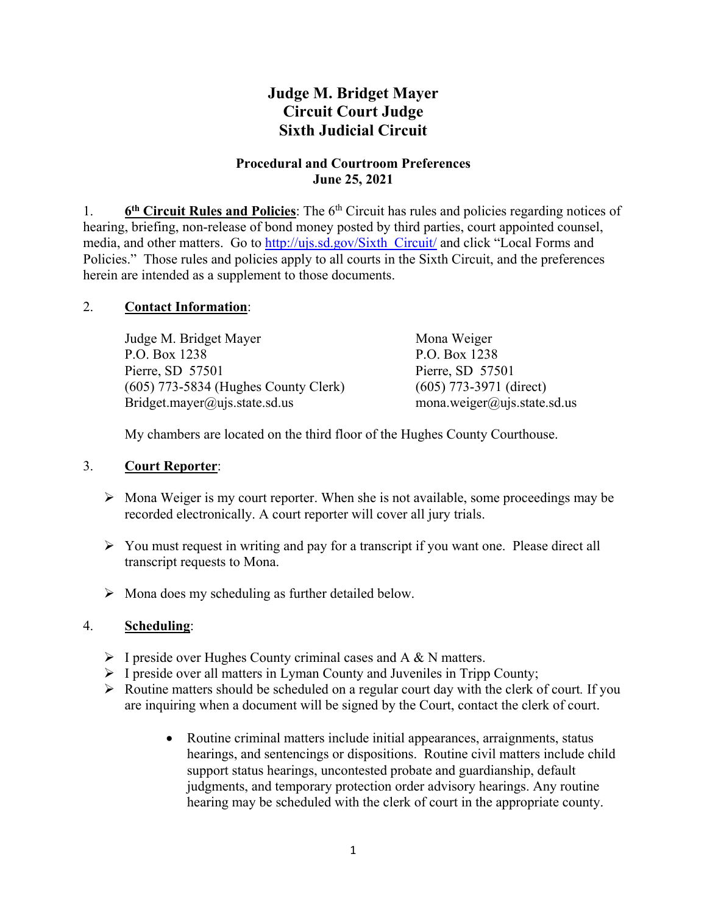# Judge M. Bridget Mayer
# Circuit Court Judge
# Sixth Judicial Circuit

## Procedural and Courtroom Preferences
## June 25, 2021

1. **6th Circuit Rules and Policies**: The 6th Circuit has rules and policies regarding notices of hearing, briefing, non-release of bond money posted by third parties, court appointed counsel, media, and other matters. Go to [http://ujs.sd.gov/Sixth_Circuit/](http://ujs.sd.gov/Sixth_Circuit/) and click "Local Forms and Policies." Those rules and policies apply to all courts in the Sixth Circuit, and the preferences herein are intended as a supplement to those documents.

2. **Contact Information**:

   Judge M. Bridget Mayer
   P.O. Box 1238
   Pierre, SD 57501
   (605) 773-5834 (Hughes County Clerk)
   Bridget.mayer@ujs.state.sd.us

   Mona Weiger
   P.O. Box 1238
   Pierre, SD 57501
   (605) 773-3971 (direct)
   mona.weiger@ujs.state.sd.us

   My chambers are located on the third floor of the Hughes County Courthouse.

3. **Court Reporter**:

   - Mona Weiger is my court reporter. When she is not available, some proceedings may be recorded electronically. A court reporter will cover all jury trials.
   - You must request in writing and pay for a transcript if you want one. Please direct all transcript requests to Mona.
   - Mona does my scheduling as further detailed below.

4. **Scheduling**:

   - I preside over Hughes County criminal cases and A & N matters.
   - I preside over all matters in Lyman County and Juveniles in Tripp County;
   - Routine matters should be scheduled on a regular court day with the clerk of court. If you are inquiring when a document will be signed by the Court, contact the clerk of court.
     - Routine criminal matters include initial appearances, arraignments, status hearings, and sentencings or dispositions. Routine civil matters include child support status hearings, uncontested probate and guardianship, default judgments, and temporary protection order advisory hearings. Any routine hearing may be scheduled with the clerk of court in the appropriate county.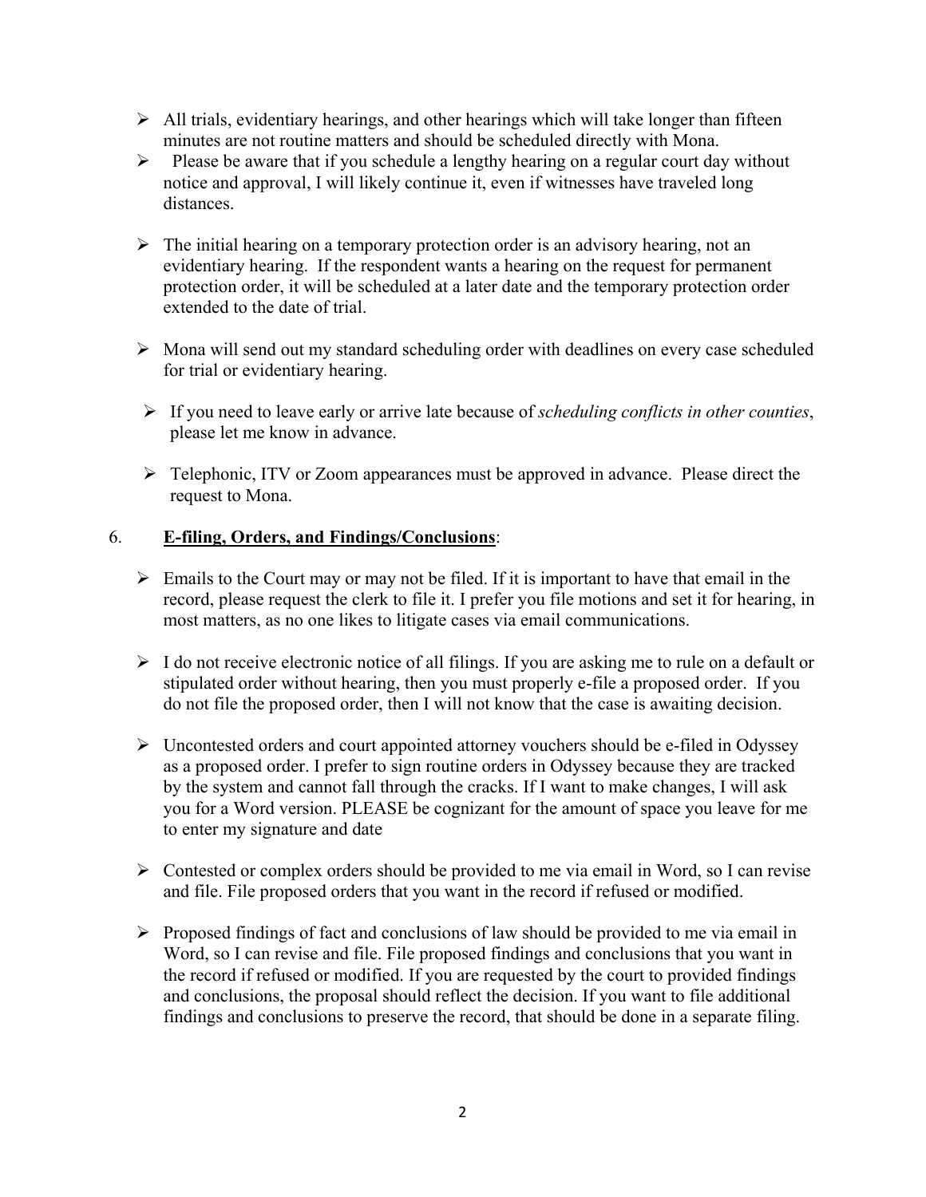- All trials, evidentiary hearings, and other hearings which will take longer than fifteen minutes are not routine matters and should be scheduled directly with Mona.
- Please be aware that if you schedule a lengthy hearing on a regular court day without notice and approval, I will likely continue it, even if witnesses have traveled long distances.
- The initial hearing on a temporary protection order is an advisory hearing, not an evidentiary hearing. If the respondent wants a hearing on the request for permanent protection order, it will be scheduled at a later date and the temporary protection order extended to the date of trial.
- Mona will send out my standard scheduling order with deadlines on every case scheduled for trial or evidentiary hearing.
- If you need to leave early or arrive late because of *scheduling conflicts in other counties*, please let me know in advance.
- Telephonic, ITV or Zoom appearances must be approved in advance. Please direct the request to Mona.

6. **<u>E-filing, Orders, and Findings/Conclusions</u>**:

- Emails to the Court may or may not be filed. If it is important to have that email in the record, please request the clerk to file it. I prefer you file motions and set it for hearing, in most matters, as no one likes to litigate cases via email communications.
- I do not receive electronic notice of all filings. If you are asking me to rule on a default or stipulated order without hearing, then you must properly e-file a proposed order. If you do not file the proposed order, then I will not know that the case is awaiting decision.
- Uncontested orders and court appointed attorney vouchers should be e-filed in Odyssey as a proposed order. I prefer to sign routine orders in Odyssey because they are tracked by the system and cannot fall through the cracks. If I want to make changes, I will ask you for a Word version. PLEASE be cognizant for the amount of space you leave for me to enter my signature and date
- Contested or complex orders should be provided to me via email in Word, so I can revise and file. File proposed orders that you want in the record if refused or modified.
- Proposed findings of fact and conclusions of law should be provided to me via email in Word, so I can revise and file. File proposed findings and conclusions that you want in the record if refused or modified. If you are requested by the court to provided findings and conclusions, the proposal should reflect the decision. If you want to file additional findings and conclusions to preserve the record, that should be done in a separate filing.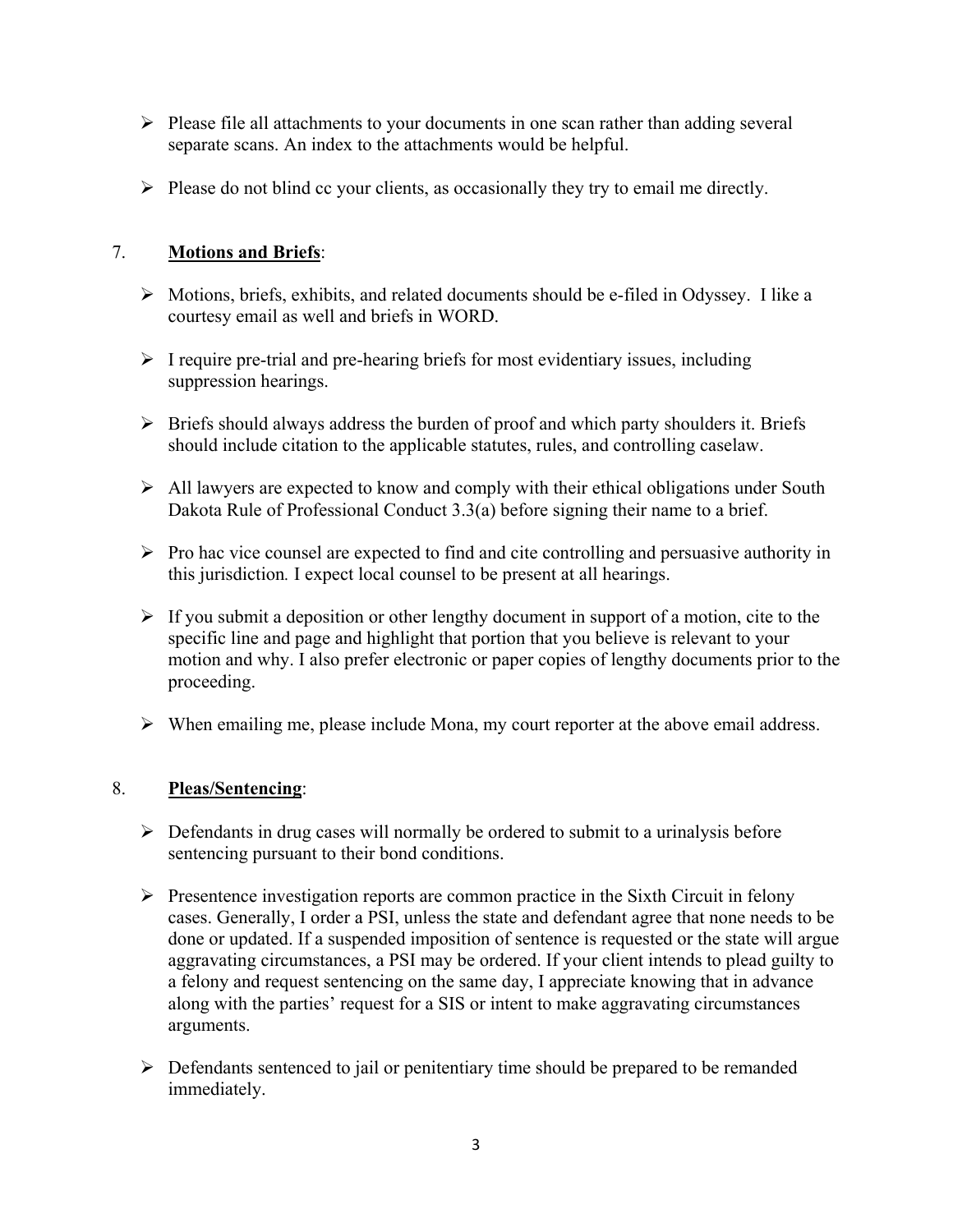- Please file all attachments to your documents in one scan rather than adding several separate scans. An index to the attachments would be helpful.

- Please do not blind cc your clients, as occasionally they try to email me directly.

7. **Motions and Briefs**:

- Motions, briefs, exhibits, and related documents should be e-filed in Odyssey. I like a courtesy email as well and briefs in WORD.

- I require pre-trial and pre-hearing briefs for most evidentiary issues, including suppression hearings.

- Briefs should always address the burden of proof and which party shoulders it. Briefs should include citation to the applicable statutes, rules, and controlling caselaw.

- All lawyers are expected to know and comply with their ethical obligations under South Dakota Rule of Professional Conduct 3.3(a) before signing their name to a brief.

- Pro hac vice counsel are expected to find and cite controlling and persuasive authority in this jurisdiction. I expect local counsel to be present at all hearings.

- If you submit a deposition or other lengthy document in support of a motion, cite to the specific line and page and highlight that portion that you believe is relevant to your motion and why. I also prefer electronic or paper copies of lengthy documents prior to the proceeding.

- When emailing me, please include Mona, my court reporter at the above email address.

8. **Pleas/Sentencing**:

- Defendants in drug cases will normally be ordered to submit to a urinalysis before sentencing pursuant to their bond conditions.

- Presentence investigation reports are common practice in the Sixth Circuit in felony cases. Generally, I order a PSI, unless the state and defendant agree that none needs to be done or updated. If a suspended imposition of sentence is requested or the state will argue aggravating circumstances, a PSI may be ordered. If your client intends to plead guilty to a felony and request sentencing on the same day, I appreciate knowing that in advance along with the parties' request for a SIS or intent to make aggravating circumstances arguments.

- Defendants sentenced to jail or penitentiary time should be prepared to be remanded immediately.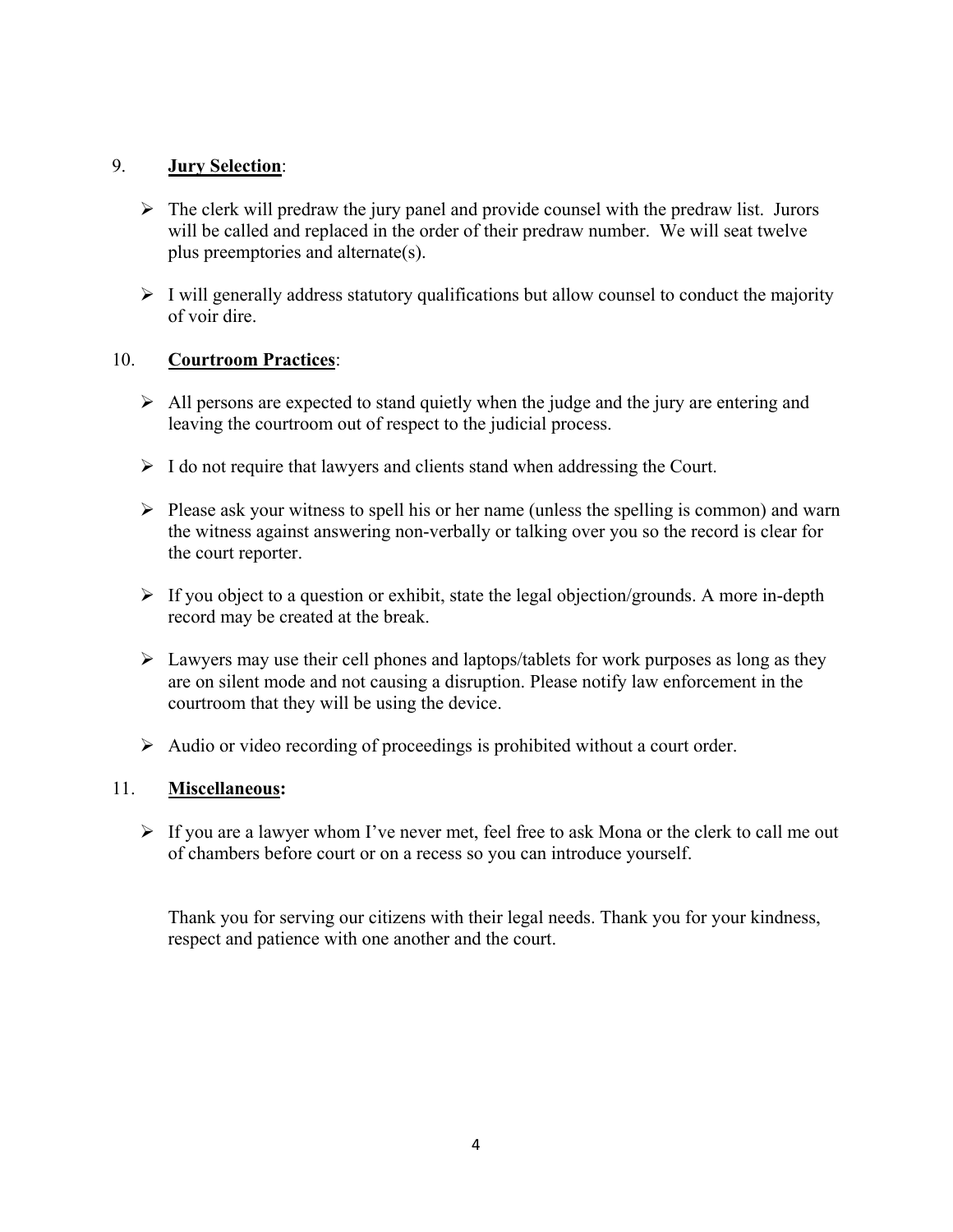9. **Jury Selection**:

- The clerk will predraw the jury panel and provide counsel with the predraw list. Jurors will be called and replaced in the order of their predraw number. We will seat twelve plus preemptories and alternate(s).
- I will generally address statutory qualifications but allow counsel to conduct the majority of voir dire.

10. **Courtroom Practices**:

- All persons are expected to stand quietly when the judge and the jury are entering and leaving the courtroom out of respect to the judicial process.
- I do not require that lawyers and clients stand when addressing the Court.
- Please ask your witness to spell his or her name (unless the spelling is common) and warn the witness against answering non-verbally or talking over you so the record is clear for the court reporter.
- If you object to a question or exhibit, state the legal objection/grounds. A more in-depth record may be created at the break.
- Lawyers may use their cell phones and laptops/tablets for work purposes as long as they are on silent mode and not causing a disruption. Please notify law enforcement in the courtroom that they will be using the device.
- Audio or video recording of proceedings is prohibited without a court order.

11. **Miscellaneous:**

- If you are a lawyer whom I've never met, feel free to ask Mona or the clerk to call me out of chambers before court or on a recess so you can introduce yourself.

Thank you for serving our citizens with their legal needs. Thank you for your kindness, respect and patience with one another and the court.